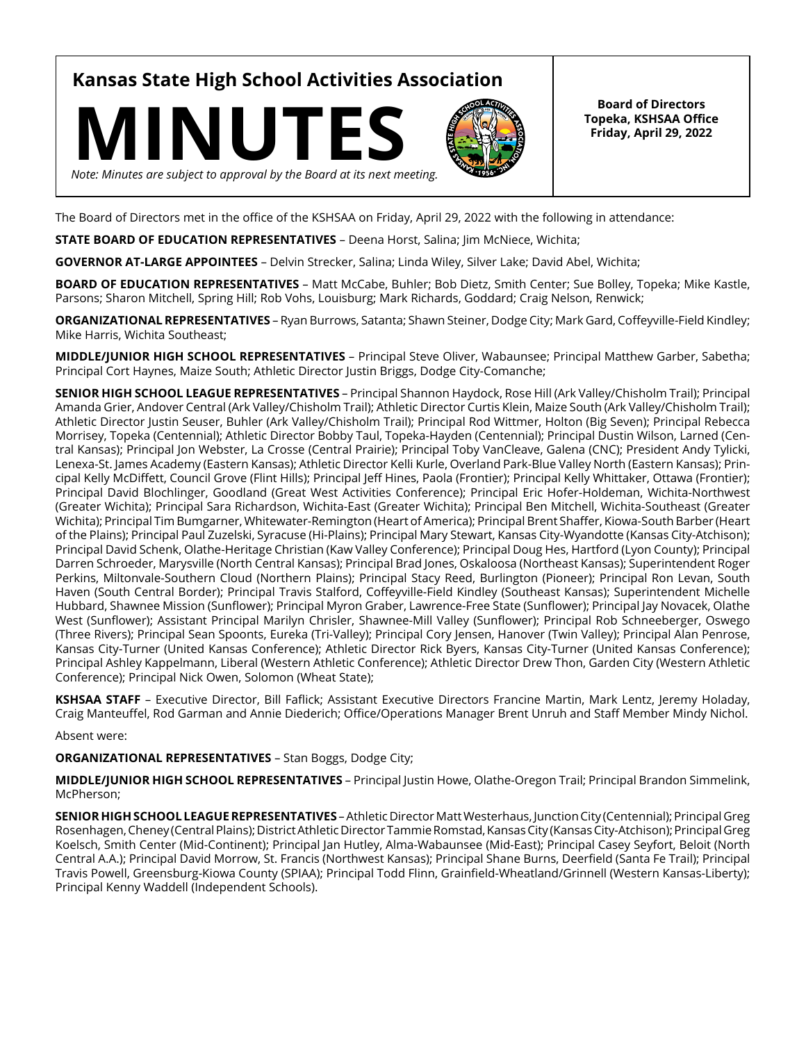# Kansas State High School Activities Association

# MINUTES

*Note: Minutes are subject to approval by the Board at its next meeting.*

**Board of Directors**
**Topeka, KSHSAA Office**
**Friday, April 29, 2022**

The Board of Directors met in the office of the KSHSAA on Friday, April 29, 2022 with the following in attendance:

**STATE BOARD OF EDUCATION REPRESENTATIVES** – Deena Horst, Salina; Jim McNiece, Wichita;

**GOVERNOR AT-LARGE APPOINTEES** – Delvin Strecker, Salina; Linda Wiley, Silver Lake; David Abel, Wichita;

**BOARD OF EDUCATION REPRESENTATIVES** – Matt McCabe, Buhler; Bob Dietz, Smith Center; Sue Bolley, Topeka; Mike Kastle, Parsons; Sharon Mitchell, Spring Hill; Rob Vohs, Louisburg; Mark Richards, Goddard; Craig Nelson, Renwick;

**ORGANIZATIONAL REPRESENTATIVES** – Ryan Burrows, Satanta; Shawn Steiner, Dodge City; Mark Gard, Coffeyville-Field Kindley; Mike Harris, Wichita Southeast;

**MIDDLE/JUNIOR HIGH SCHOOL REPRESENTATIVES** – Principal Steve Oliver, Wabaunsee; Principal Matthew Garber, Sabetha; Principal Cort Haynes, Maize South; Athletic Director Justin Briggs, Dodge City-Comanche;

**SENIOR HIGH SCHOOL LEAGUE REPRESENTATIVES** – Principal Shannon Haydock, Rose Hill (Ark Valley/Chisholm Trail); Principal Amanda Grier, Andover Central (Ark Valley/Chisholm Trail); Athletic Director Curtis Klein, Maize South (Ark Valley/Chisholm Trail); Athletic Director Justin Seuser, Buhler (Ark Valley/Chisholm Trail); Principal Rod Wittmer, Holton (Big Seven); Principal Rebecca Morrisey, Topeka (Centennial); Athletic Director Bobby Taul, Topeka-Hayden (Centennial); Principal Dustin Wilson, Larned (Central Kansas); Principal Jon Webster, La Crosse (Central Prairie); Principal Toby VanCleave, Galena (CNC); President Andy Tylicki, Lenexa-St. James Academy (Eastern Kansas); Athletic Director Kelli Kurle, Overland Park-Blue Valley North (Eastern Kansas); Principal Kelly McDiffett, Council Grove (Flint Hills); Principal Jeff Hines, Paola (Frontier); Principal Kelly Whittaker, Ottawa (Frontier); Principal David Blochlinger, Goodland (Great West Activities Conference); Principal Eric Hofer-Holdeman, Wichita-Northwest (Greater Wichita); Principal Sara Richardson, Wichita-East (Greater Wichita); Principal Ben Mitchell, Wichita-Southeast (Greater Wichita); Principal Tim Bumgarner, Whitewater-Remington (Heart of America); Principal Brent Shaffer, Kiowa-South Barber (Heart of the Plains); Principal Paul Zuzelski, Syracuse (Hi-Plains); Principal Mary Stewart, Kansas City-Wyandotte (Kansas City-Atchison); Principal David Schenk, Olathe-Heritage Christian (Kaw Valley Conference); Principal Doug Hes, Hartford (Lyon County); Principal Darren Schroeder, Marysville (North Central Kansas); Principal Brad Jones, Oskaloosa (Northeast Kansas); Superintendent Roger Perkins, Miltonvale-Southern Cloud (Northern Plains); Principal Stacy Reed, Burlington (Pioneer); Principal Ron Levan, South Haven (South Central Border); Principal Travis Stalford, Coffeyville-Field Kindley (Southeast Kansas); Superintendent Michelle Hubbard, Shawnee Mission (Sunflower); Principal Myron Graber, Lawrence-Free State (Sunflower); Principal Jay Novacek, Olathe West (Sunflower); Assistant Principal Marilyn Chrisler, Shawnee-Mill Valley (Sunflower); Principal Rob Schneeberger, Oswego (Three Rivers); Principal Sean Spoonts, Eureka (Tri-Valley); Principal Cory Jensen, Hanover (Twin Valley); Principal Alan Penrose, Kansas City-Turner (United Kansas Conference); Athletic Director Rick Byers, Kansas City-Turner (United Kansas Conference); Principal Ashley Kappelmann, Liberal (Western Athletic Conference); Athletic Director Drew Thon, Garden City (Western Athletic Conference); Principal Nick Owen, Solomon (Wheat State);

**KSHSAA STAFF** – Executive Director, Bill Faflick; Assistant Executive Directors Francine Martin, Mark Lentz, Jeremy Holaday, Craig Manteuffel, Rod Garman and Annie Diederich; Office/Operations Manager Brent Unruh and Staff Member Mindy Nichol.

Absent were:

**ORGANIZATIONAL REPRESENTATIVES** – Stan Boggs, Dodge City;

**MIDDLE/JUNIOR HIGH SCHOOL REPRESENTATIVES** – Principal Justin Howe, Olathe-Oregon Trail; Principal Brandon Simmelink, McPherson;

**SENIOR HIGH SCHOOL LEAGUE REPRESENTATIVES** – Athletic Director Matt Westerhaus, Junction City (Centennial); Principal Greg Rosenhagen, Cheney (Central Plains); District Athletic Director Tammie Romstad, Kansas City (Kansas City-Atchison); Principal Greg Koelsch, Smith Center (Mid-Continent); Principal Jan Hutley, Alma-Wabaunsee (Mid-East); Principal Casey Seyfort, Beloit (North Central A.A.); Principal David Morrow, St. Francis (Northwest Kansas); Principal Shane Burns, Deerfield (Santa Fe Trail); Principal Travis Powell, Greensburg-Kiowa County (SPIAA); Principal Todd Flinn, Grainfield-Wheatland/Grinnell (Western Kansas-Liberty); Principal Kenny Waddell (Independent Schools).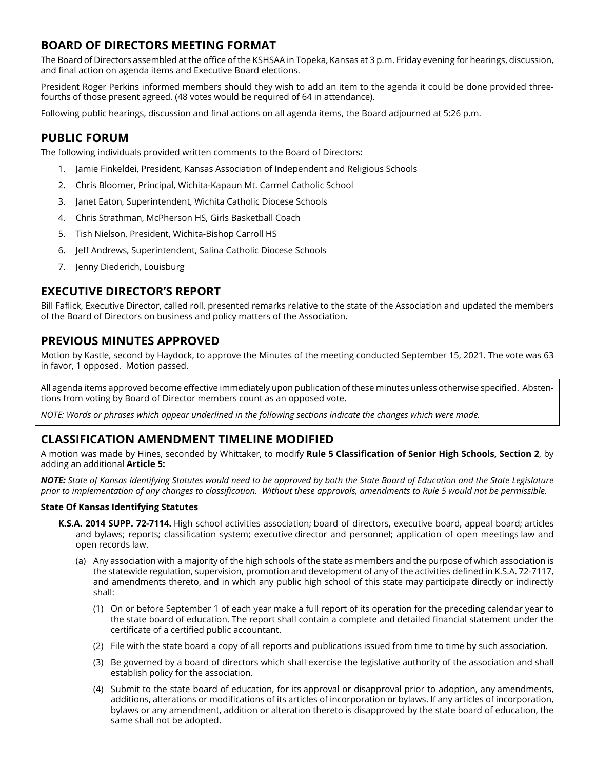## BOARD OF DIRECTORS MEETING FORMAT

The Board of Directors assembled at the office of the KSHSAA in Topeka, Kansas at 3 p.m. Friday evening for hearings, discussion, and final action on agenda items and Executive Board elections.

President Roger Perkins informed members should they wish to add an item to the agenda it could be done provided three-fourths of those present agreed. (48 votes would be required of 64 in attendance).

Following public hearings, discussion and final actions on all agenda items, the Board adjourned at 5:26 p.m.

## PUBLIC FORUM

The following individuals provided written comments to the Board of Directors:

1. Jamie Finkeldei, President, Kansas Association of Independent and Religious Schools
2. Chris Bloomer, Principal, Wichita-Kapaun Mt. Carmel Catholic School
3. Janet Eaton, Superintendent, Wichita Catholic Diocese Schools
4. Chris Strathman, McPherson HS, Girls Basketball Coach
5. Tish Nielson, President, Wichita-Bishop Carroll HS
6. Jeff Andrews, Superintendent, Salina Catholic Diocese Schools
7. Jenny Diederich, Louisburg

## EXECUTIVE DIRECTOR'S REPORT

Bill Faflick, Executive Director, called roll, presented remarks relative to the state of the Association and updated the members of the Board of Directors on business and policy matters of the Association.

## PREVIOUS MINUTES APPROVED

Motion by Kastle, second by Haydock, to approve the Minutes of the meeting conducted September 15, 2021. The vote was 63 in favor, 1 opposed. Motion passed.

All agenda items approved become effective immediately upon publication of these minutes unless otherwise specified. Abstentions from voting by Board of Director members count as an opposed vote.

*NOTE: Words or phrases which appear underlined in the following sections indicate the changes which were made.*

## CLASSIFICATION AMENDMENT TIMELINE MODIFIED

A motion was made by Hines, seconded by Whittaker, to modify **Rule 5 Classification of Senior High Schools, Section 2**, by adding an additional **Article 5:**

***NOTE:*** *State of Kansas Identifying Statutes would need to be approved by both the State Board of Education and the State Legislature prior to implementation of any changes to classification. Without these approvals, amendments to Rule 5 would not be permissible.*

**State Of Kansas Identifying Statutes**

**K.S.A. 2014 SUPP. 72-7114.** High school activities association; board of directors, executive board, appeal board; articles and bylaws; reports; classification system; executive director and personnel; application of open meetings law and open records law.

(a) Any association with a majority of the high schools of the state as members and the purpose of which association is the statewide regulation, supervision, promotion and development of any of the activities defined in K.S.A. 72-7117, and amendments thereto, and in which any public high school of this state may participate directly or indirectly shall:

(1) On or before September 1 of each year make a full report of its operation for the preceding calendar year to the state board of education. The report shall contain a complete and detailed financial statement under the certificate of a certified public accountant.

(2) File with the state board a copy of all reports and publications issued from time to time by such association.

(3) Be governed by a board of directors which shall exercise the legislative authority of the association and shall establish policy for the association.

(4) Submit to the state board of education, for its approval or disapproval prior to adoption, any amendments, additions, alterations or modifications of its articles of incorporation or bylaws. If any articles of incorporation, bylaws or any amendment, addition or alteration thereto is disapproved by the state board of education, the same shall not be adopted.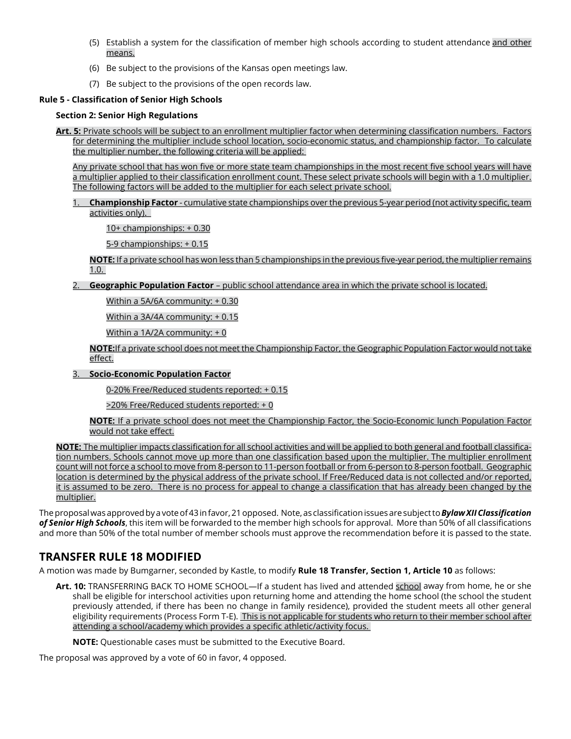(5) Establish a system for the classification of member high schools according to student attendance and other means.

(6) Be subject to the provisions of the Kansas open meetings law.

(7) Be subject to the provisions of the open records law.

**Rule 5 - Classification of Senior High Schools**

**Section 2: Senior High Regulations**

**Art. 5:** Private schools will be subject to an enrollment multiplier factor when determining classification numbers. Factors for determining the multiplier include school location, socio-economic status, and championship factor. To calculate the multiplier number, the following criteria will be applied:

Any private school that has won five or more state team championships in the most recent five school years will have a multiplier applied to their classification enrollment count. These select private schools will begin with a 1.0 multiplier. The following factors will be added to the multiplier for each select private school.

1. **Championship Factor** - cumulative state championships over the previous 5-year period (not activity specific, team activities only).

   10+ championships: + 0.30

   5-9 championships: + 0.15

   **NOTE:** If a private school has won less than 5 championships in the previous five-year period, the multiplier remains 1.0.

2. **Geographic Population Factor** – public school attendance area in which the private school is located.

   Within a 5A/6A community: + 0.30

   Within a 3A/4A community: + 0.15

   Within a 1A/2A community: + 0

   **NOTE:** If a private school does not meet the Championship Factor, the Geographic Population Factor would not take effect.

3. **Socio-Economic Population Factor**

   0-20% Free/Reduced students reported: + 0.15

   >20% Free/Reduced students reported: + 0

   **NOTE:** If a private school does not meet the Championship Factor, the Socio-Economic lunch Population Factor would not take effect.

**NOTE:** The multiplier impacts classification for all school activities and will be applied to both general and football classification numbers. Schools cannot move up more than one classification based upon the multiplier. The multiplier enrollment count will not force a school to move from 8-person to 11-person football or from 6-person to 8-person football. Geographic location is determined by the physical address of the private school. If Free/Reduced data is not collected and/or reported, it is assumed to be zero. There is no process for appeal to change a classification that has already been changed by the multiplier.

The proposal was approved by a vote of 43 in favor, 21 opposed. Note, as classification issues are subject to ***Bylaw XII Classification of Senior High Schools***, this item will be forwarded to the member high schools for approval. More than 50% of all classifications and more than 50% of the total number of member schools must approve the recommendation before it is passed to the state.

## TRANSFER RULE 18 MODIFIED

A motion was made by Bumgarner, seconded by Kastle, to modify **Rule 18 Transfer, Section 1, Article 10** as follows:

**Art. 10:** TRANSFERRING BACK TO HOME SCHOOL—If a student has lived and attended school away from home, he or she shall be eligible for interschool activities upon returning home and attending the home school (the school the student previously attended, if there has been no change in family residence), provided the student meets all other general eligibility requirements (Process Form T-E). This is not applicable for students who return to their member school after attending a school/academy which provides a specific athletic/activity focus.

**NOTE:** Questionable cases must be submitted to the Executive Board.

The proposal was approved by a vote of 60 in favor, 4 opposed.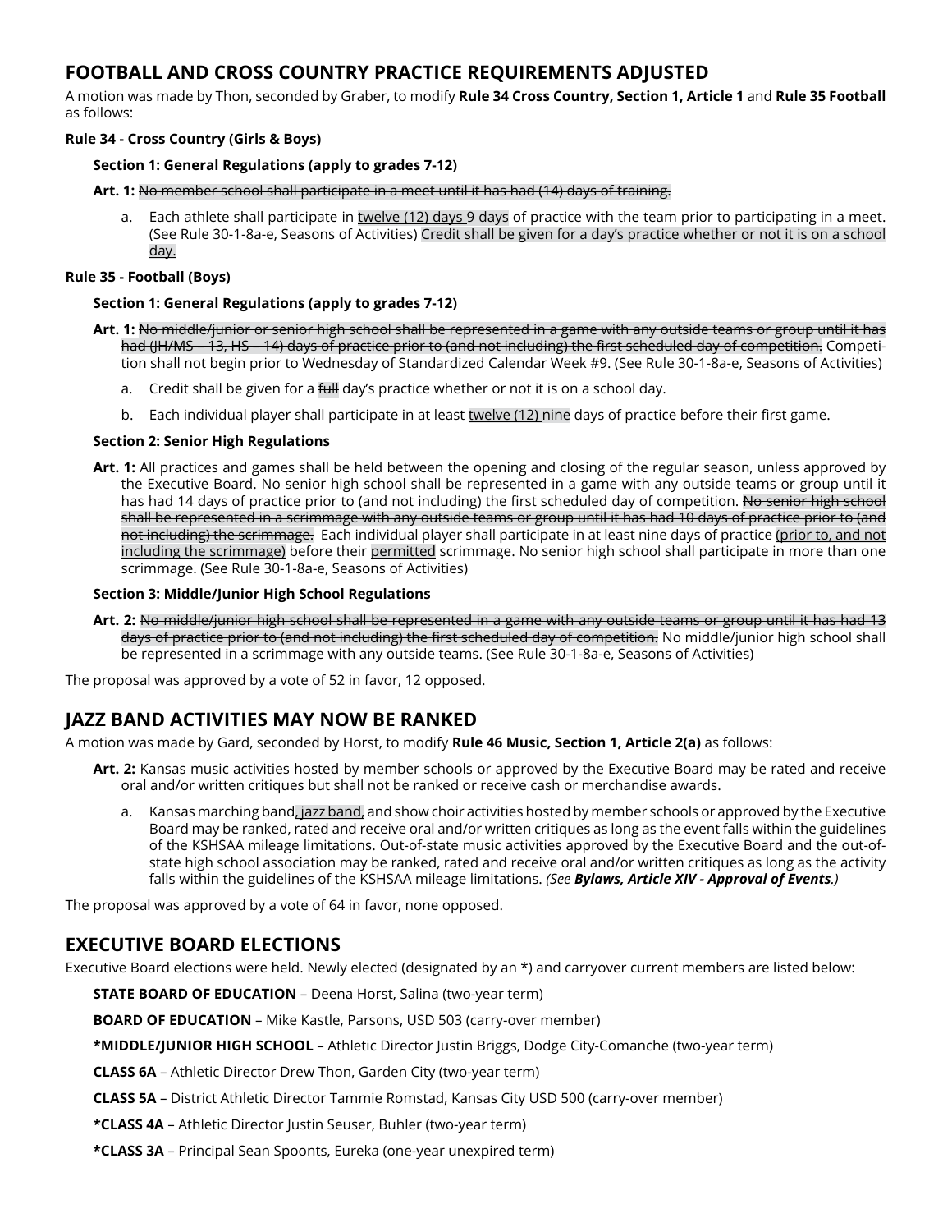## FOOTBALL AND CROSS COUNTRY PRACTICE REQUIREMENTS ADJUSTED

A motion was made by Thon, seconded by Graber, to modify **Rule 34 Cross Country, Section 1, Article 1** and **Rule 35 Football** as follows:

**Rule 34 - Cross Country (Girls & Boys)**

**Section 1: General Regulations (apply to grades 7-12)**

**Art. 1:** ~~No member school shall participate in a meet until it has had (14) days of training.~~

a. Each athlete shall participate in <u>twelve (12) days</u> ~~9 days~~ of practice with the team prior to participating in a meet. (See Rule 30-1-8a-e, Seasons of Activities) <u>Credit shall be given for a day's practice whether or not it is on a school day.</u>

**Rule 35 - Football (Boys)**

**Section 1: General Regulations (apply to grades 7-12)**

**Art. 1:** ~~No middle/junior or senior high school shall be represented in a game with any outside teams or group until it has had (JH/MS – 13, HS – 14) days of practice prior to (and not including) the first scheduled day of competition.~~ Competition shall not begin prior to Wednesday of Standardized Calendar Week #9. (See Rule 30-1-8a-e, Seasons of Activities)

a. Credit shall be given for a ~~full~~ day's practice whether or not it is on a school day.

b. Each individual player shall participate in at least <u>twelve (12)</u> ~~nine~~ days of practice before their first game.

**Section 2: Senior High Regulations**

**Art. 1:** All practices and games shall be held between the opening and closing of the regular season, unless approved by the Executive Board. No senior high school shall be represented in a game with any outside teams or group until it has had 14 days of practice prior to (and not including) the first scheduled day of competition. ~~No senior high school shall be represented in a scrimmage with any outside teams or group until it has had 10 days of practice prior to (and not including) the scrimmage.~~ Each individual player shall participate in at least nine days of practice <u>(prior to, and not including the scrimmage)</u> before their <u>permitted</u> scrimmage. No senior high school shall participate in more than one scrimmage. (See Rule 30-1-8a-e, Seasons of Activities)

**Section 3: Middle/Junior High School Regulations**

**Art. 2:** ~~No middle/junior high school shall be represented in a game with any outside teams or group until it has had 13 days of practice prior to (and not including) the first scheduled day of competition.~~ No middle/junior high school shall be represented in a scrimmage with any outside teams. (See Rule 30-1-8a-e, Seasons of Activities)

The proposal was approved by a vote of 52 in favor, 12 opposed.

## JAZZ BAND ACTIVITIES MAY NOW BE RANKED

A motion was made by Gard, seconded by Horst, to modify **Rule 46 Music, Section 1, Article 2(a)** as follows:

**Art. 2:** Kansas music activities hosted by member schools or approved by the Executive Board may be rated and receive oral and/or written critiques but shall not be ranked or receive cash or merchandise awards.

a. Kansas marching band<u>, jazz band,</u> and show choir activities hosted by member schools or approved by the Executive Board may be ranked, rated and receive oral and/or written critiques as long as the event falls within the guidelines of the KSHSAA mileage limitations. Out-of-state music activities approved by the Executive Board and the out-of-state high school association may be ranked, rated and receive oral and/or written critiques as long as the activity falls within the guidelines of the KSHSAA mileage limitations. *(See **Bylaws, Article XIV - Approval of Events**.)*

The proposal was approved by a vote of 64 in favor, none opposed.

## EXECUTIVE BOARD ELECTIONS

Executive Board elections were held. Newly elected (designated by an *) and carryover current members are listed below:

**STATE BOARD OF EDUCATION** – Deena Horst, Salina (two-year term)

**BOARD OF EDUCATION** – Mike Kastle, Parsons, USD 503 (carry-over member)

**\*MIDDLE/JUNIOR HIGH SCHOOL** – Athletic Director Justin Briggs, Dodge City-Comanche (two-year term)

**CLASS 6A** – Athletic Director Drew Thon, Garden City (two-year term)

**CLASS 5A** – District Athletic Director Tammie Romstad, Kansas City USD 500 (carry-over member)

**\*CLASS 4A** – Athletic Director Justin Seuser, Buhler (two-year term)

**\*CLASS 3A** – Principal Sean Spoonts, Eureka (one-year unexpired term)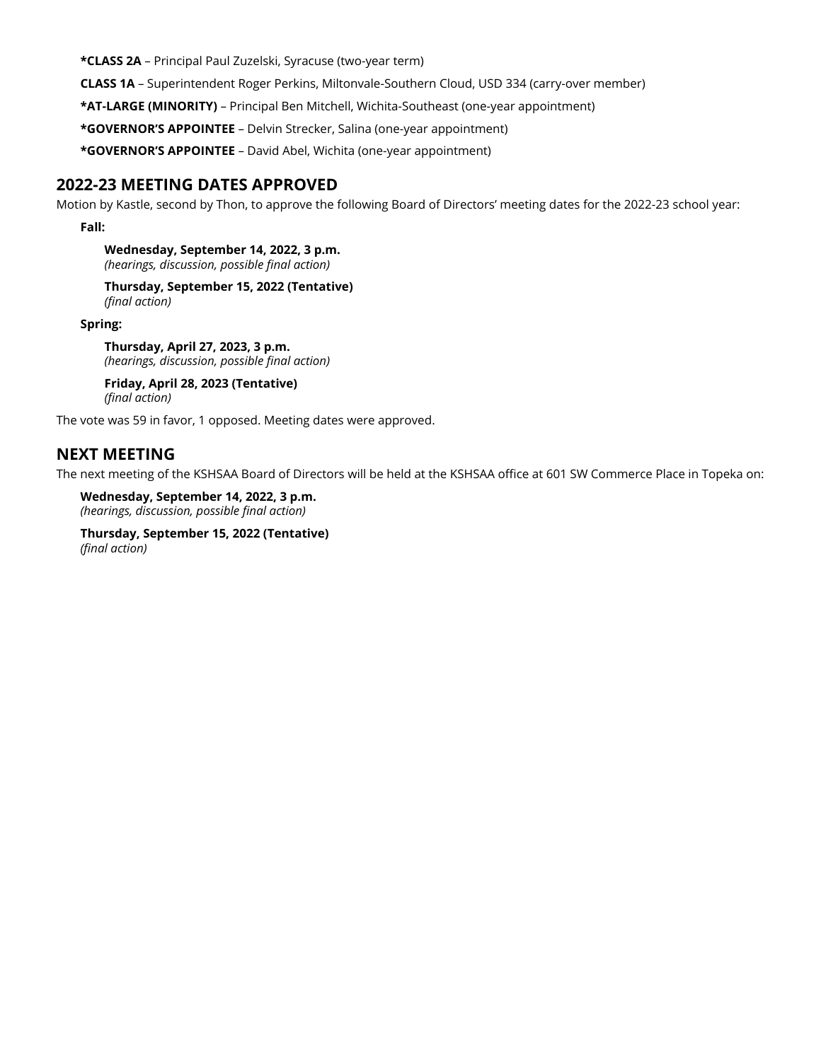**\*CLASS 2A** – Principal Paul Zuzelski, Syracuse (two-year term)

**CLASS 1A** – Superintendent Roger Perkins, Miltonvale-Southern Cloud, USD 334 (carry-over member)

**\*AT-LARGE (MINORITY)** – Principal Ben Mitchell, Wichita-Southeast (one-year appointment)

**\*GOVERNOR'S APPOINTEE** – Delvin Strecker, Salina (one-year appointment)

**\*GOVERNOR'S APPOINTEE** – David Abel, Wichita (one-year appointment)

## 2022-23 MEETING DATES APPROVED

Motion by Kastle, second by Thon, to approve the following Board of Directors' meeting dates for the 2022-23 school year:

**Fall:**

**Wednesday, September 14, 2022, 3 p.m.**
*(hearings, discussion, possible final action)*

**Thursday, September 15, 2022 (Tentative)**
*(final action)*

**Spring:**

**Thursday, April 27, 2023, 3 p.m.**
*(hearings, discussion, possible final action)*

**Friday, April 28, 2023 (Tentative)**
*(final action)*

The vote was 59 in favor, 1 opposed. Meeting dates were approved.

## NEXT MEETING

The next meeting of the KSHSAA Board of Directors will be held at the KSHSAA office at 601 SW Commerce Place in Topeka on:

**Wednesday, September 14, 2022, 3 p.m.**
*(hearings, discussion, possible final action)*

**Thursday, September 15, 2022 (Tentative)**
*(final action)*